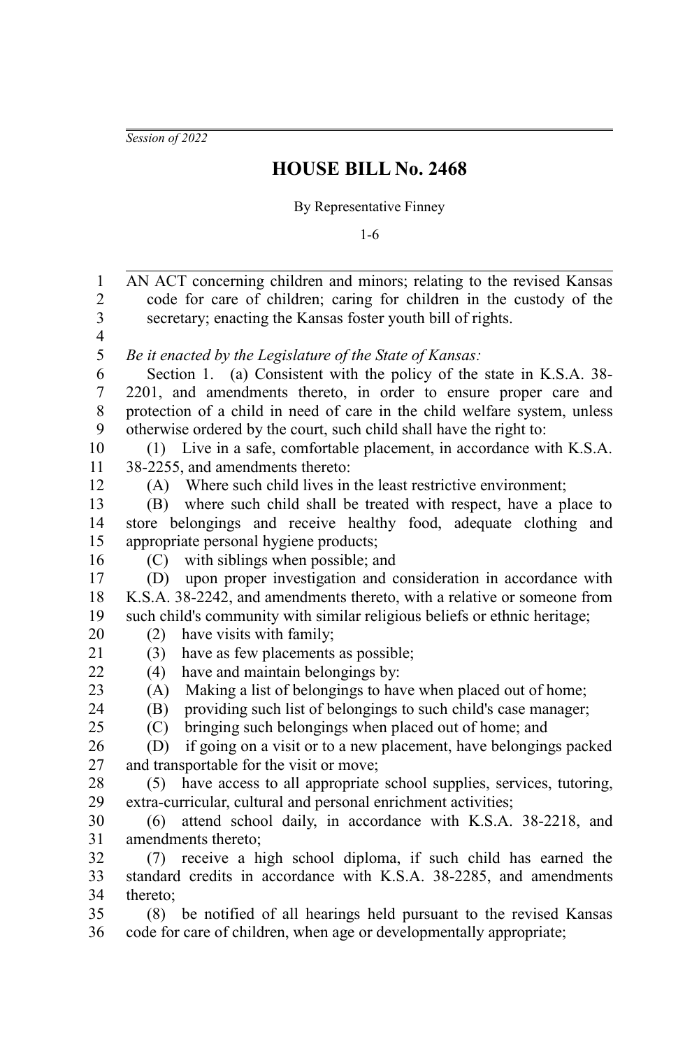*Session of 2022*

# HOUSE BILL No. 2468

By Representative Finney

1-6

AN ACT concerning children and minors; relating to the revised Kansas code for care of children; caring for children in the custody of the secretary; enacting the Kansas foster youth bill of rights.

*Be it enacted by the Legislature of the State of Kansas:*

Section 1. (a) Consistent with the policy of the state in K.S.A. 38-2201, and amendments thereto, in order to ensure proper care and protection of a child in need of care in the child welfare system, unless otherwise ordered by the court, such child shall have the right to:

(1) Live in a safe, comfortable placement, in accordance with K.S.A. 38-2255, and amendments thereto:

(A) Where such child lives in the least restrictive environment;

(B) where such child shall be treated with respect, have a place to store belongings and receive healthy food, adequate clothing and appropriate personal hygiene products;

(C) with siblings when possible; and

(D) upon proper investigation and consideration in accordance with K.S.A. 38-2242, and amendments thereto, with a relative or someone from such child's community with similar religious beliefs or ethnic heritage;

(2) have visits with family;

(3) have as few placements as possible;

(4) have and maintain belongings by:

(A) Making a list of belongings to have when placed out of home;

(B) providing such list of belongings to such child's case manager;

(C) bringing such belongings when placed out of home; and

(D) if going on a visit or to a new placement, have belongings packed and transportable for the visit or move;

(5) have access to all appropriate school supplies, services, tutoring, extra-curricular, cultural and personal enrichment activities;

(6) attend school daily, in accordance with K.S.A. 38-2218, and amendments thereto;

(7) receive a high school diploma, if such child has earned the standard credits in accordance with K.S.A. 38-2285, and amendments thereto;

(8) be notified of all hearings held pursuant to the revised Kansas code for care of children, when age or developmentally appropriate;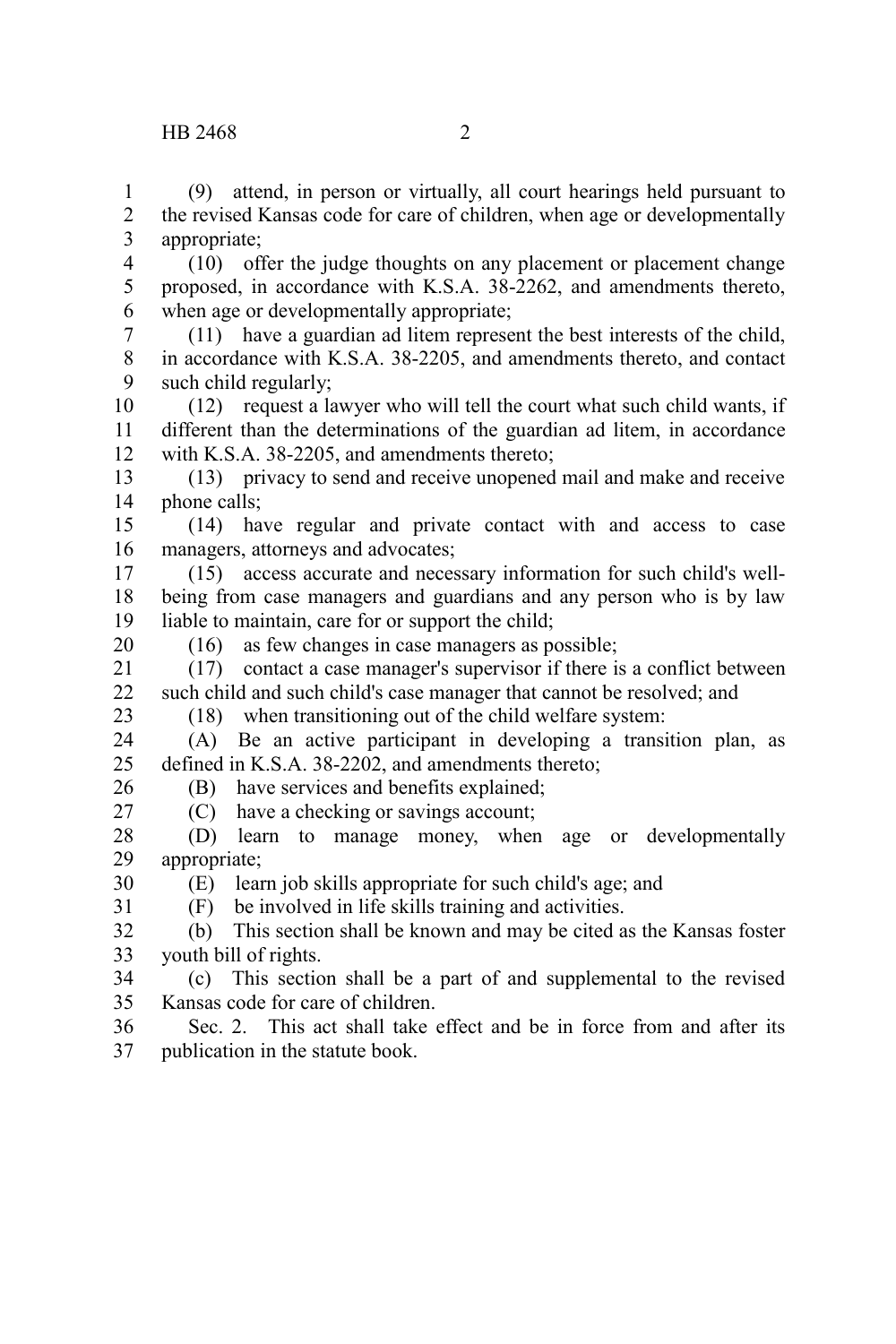(9) attend, in person or virtually, all court hearings held pursuant to the revised Kansas code for care of children, when age or developmentally appropriate;

(10) offer the judge thoughts on any placement or placement change proposed, in accordance with K.S.A. 38-2262, and amendments thereto, when age or developmentally appropriate;

(11) have a guardian ad litem represent the best interests of the child, in accordance with K.S.A. 38-2205, and amendments thereto, and contact such child regularly;

(12) request a lawyer who will tell the court what such child wants, if different than the determinations of the guardian ad litem, in accordance with K.S.A. 38-2205, and amendments thereto;

(13) privacy to send and receive unopened mail and make and receive phone calls;

(14) have regular and private contact with and access to case managers, attorneys and advocates;

(15) access accurate and necessary information for such child's well-being from case managers and guardians and any person who is by law liable to maintain, care for or support the child;

(16) as few changes in case managers as possible;

(17) contact a case manager's supervisor if there is a conflict between such child and such child's case manager that cannot be resolved; and

(18) when transitioning out of the child welfare system:

(A) Be an active participant in developing a transition plan, as defined in K.S.A. 38-2202, and amendments thereto;

(B) have services and benefits explained;

(C) have a checking or savings account;

(D) learn to manage money, when age or developmentally appropriate;

(E) learn job skills appropriate for such child's age; and

(F) be involved in life skills training and activities.

(b) This section shall be known and may be cited as the Kansas foster youth bill of rights.

(c) This section shall be a part of and supplemental to the revised Kansas code for care of children.

Sec. 2. This act shall take effect and be in force from and after its publication in the statute book.